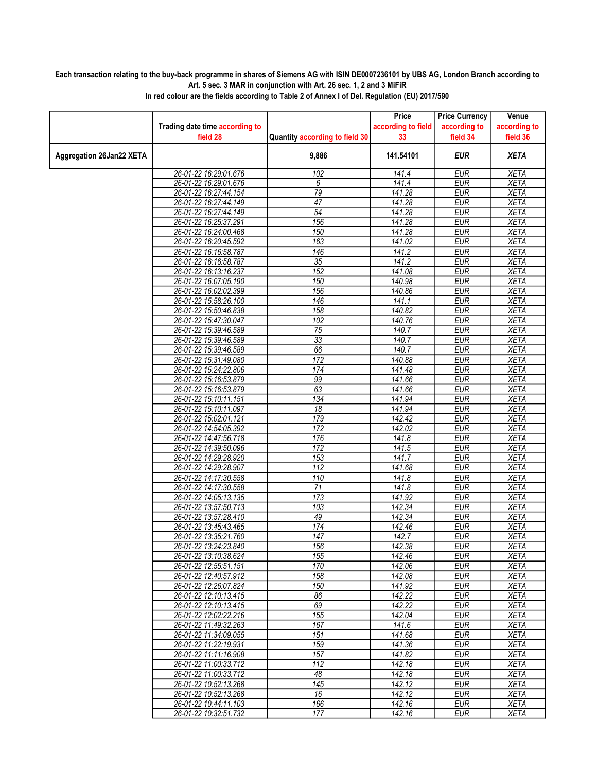**Each transaction relating to the buy-back programme in shares of Siemens AG with ISIN DE0007236101 by UBS AG, London Branch according to Art. 5 sec. 3 MAR in conjunction with Art. 26 sec. 1, 2 and 3 MiFiR**
**In red colour are the fields according to Table 2 of Annex I of Del. Regulation (EU) 2017/590**

| | Trading date time according to field 28 | Quantity according to field 30 | Price according to field 33 | Price Currency according to field 34 | Venue according to field 36 |
|---|---|---|---|---|---|
| **Aggregation 26Jan22 XETA** | | **9,886** | **141.54101** | ***EUR*** | ***XETA*** |
| | 26-01-22 16:29:01.676 | 102 | 141.4 | EUR | XETA |
| | 26-01-22 16:29:01.676 | 6 | 141.4 | EUR | XETA |
| | 26-01-22 16:27:44.154 | 79 | 141.28 | EUR | XETA |
| | 26-01-22 16:27:44.149 | 47 | 141.28 | EUR | XETA |
| | 26-01-22 16:27:44.149 | 54 | 141.28 | EUR | XETA |
| | 26-01-22 16:25:37.291 | 156 | 141.28 | EUR | XETA |
| | 26-01-22 16:24:00.468 | 150 | 141.28 | EUR | XETA |
| | 26-01-22 16:20:45.592 | 163 | 141.02 | EUR | XETA |
| | 26-01-22 16:16:58.787 | 146 | 141.2 | EUR | XETA |
| | 26-01-22 16:16:58.787 | 35 | 141.2 | EUR | XETA |
| | 26-01-22 16:13:16.237 | 152 | 141.08 | EUR | XETA |
| | 26-01-22 16:07:05.190 | 150 | 140.98 | EUR | XETA |
| | 26-01-22 16:02:02.399 | 156 | 140.86 | EUR | XETA |
| | 26-01-22 15:58:26.100 | 146 | 141.1 | EUR | XETA |
| | 26-01-22 15:50:46.838 | 158 | 140.82 | EUR | XETA |
| | 26-01-22 15:47:30.047 | 102 | 140.76 | EUR | XETA |
| | 26-01-22 15:39:46.589 | 75 | 140.7 | EUR | XETA |
| | 26-01-22 15:39:46.589 | 33 | 140.7 | EUR | XETA |
| | 26-01-22 15:39:46.589 | 66 | 140.7 | EUR | XETA |
| | 26-01-22 15:31:49.080 | 172 | 140.88 | EUR | XETA |
| | 26-01-22 15:24:22.806 | 174 | 141.48 | EUR | XETA |
| | 26-01-22 15:16:53.879 | 99 | 141.66 | EUR | XETA |
| | 26-01-22 15:16:53.879 | 63 | 141.66 | EUR | XETA |
| | 26-01-22 15:10:11.151 | 134 | 141.94 | EUR | XETA |
| | 26-01-22 15:10:11.097 | 18 | 141.94 | EUR | XETA |
| | 26-01-22 15:02:01.121 | 179 | 142.42 | EUR | XETA |
| | 26-01-22 14:54:05.392 | 172 | 142.02 | EUR | XETA |
| | 26-01-22 14:47:56.718 | 176 | 141.8 | EUR | XETA |
| | 26-01-22 14:39:50.096 | 172 | 141.5 | EUR | XETA |
| | 26-01-22 14:29:28.920 | 153 | 141.7 | EUR | XETA |
| | 26-01-22 14:29:28.907 | 112 | 141.68 | EUR | XETA |
| | 26-01-22 14:17:30.558 | 110 | 141.8 | EUR | XETA |
| | 26-01-22 14:17:30.558 | 71 | 141.8 | EUR | XETA |
| | 26-01-22 14:05:13.135 | 173 | 141.92 | EUR | XETA |
| | 26-01-22 13:57:50.713 | 103 | 142.34 | EUR | XETA |
| | 26-01-22 13:57:28.410 | 49 | 142.34 | EUR | XETA |
| | 26-01-22 13:45:43.465 | 174 | 142.46 | EUR | XETA |
| | 26-01-22 13:35:21.760 | 147 | 142.7 | EUR | XETA |
| | 26-01-22 13:24:23.840 | 156 | 142.38 | EUR | XETA |
| | 26-01-22 13:10:38.624 | 155 | 142.46 | EUR | XETA |
| | 26-01-22 12:55:51.151 | 170 | 142.06 | EUR | XETA |
| | 26-01-22 12:40:57.912 | 158 | 142.08 | EUR | XETA |
| | 26-01-22 12:26:07.824 | 150 | 141.92 | EUR | XETA |
| | 26-01-22 12:10:13.415 | 86 | 142.22 | EUR | XETA |
| | 26-01-22 12:10:13.415 | 69 | 142.22 | EUR | XETA |
| | 26-01-22 12:02:22.216 | 155 | 142.04 | EUR | XETA |
| | 26-01-22 11:49:32.263 | 167 | 141.6 | EUR | XETA |
| | 26-01-22 11:34:09.055 | 151 | 141.68 | EUR | XETA |
| | 26-01-22 11:22:19.931 | 159 | 141.36 | EUR | XETA |
| | 26-01-22 11:11:16.908 | 157 | 141.82 | EUR | XETA |
| | 26-01-22 11:00:33.712 | 112 | 142.18 | EUR | XETA |
| | 26-01-22 11:00:33.712 | 48 | 142.18 | EUR | XETA |
| | 26-01-22 10:52:13.268 | 145 | 142.12 | EUR | XETA |
| | 26-01-22 10:52:13.268 | 16 | 142.12 | EUR | XETA |
| | 26-01-22 10:44:11.103 | 166 | 142.16 | EUR | XETA |
| | 26-01-22 10:32:51.732 | 177 | 142.16 | EUR | XETA |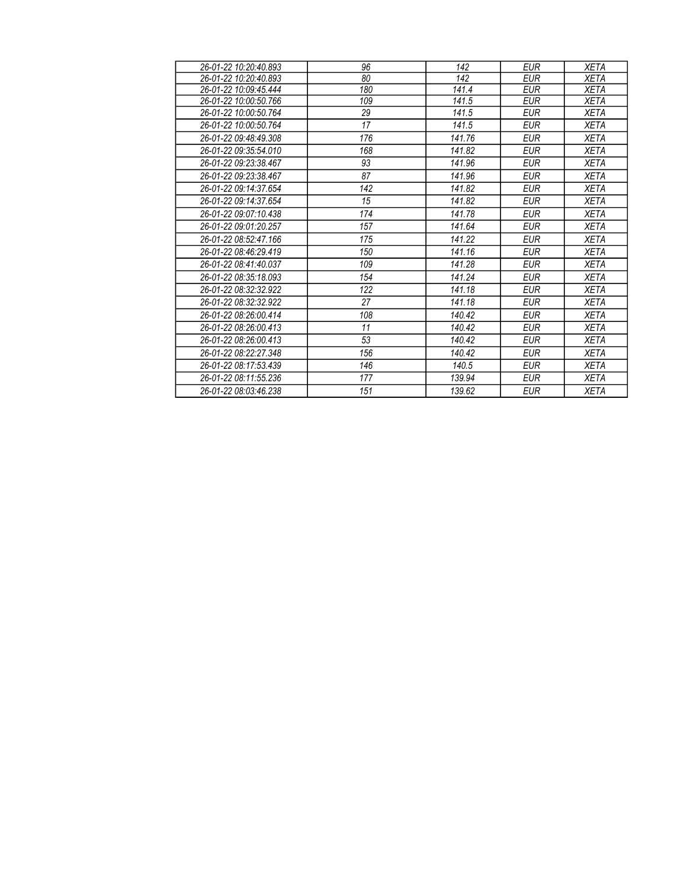| 26-01-22 10:20:40.893 | 96 | 142 | EUR | XETA |
|---|---|---|---|---|
| 26-01-22 10:20:40.893 | 80 | 142 | EUR | XETA |
| 26-01-22 10:09:45.444 | 180 | 141.4 | EUR | XETA |
| 26-01-22 10:00:50.766 | 109 | 141.5 | EUR | XETA |
| 26-01-22 10:00:50.764 | 29 | 141.5 | EUR | XETA |
| 26-01-22 10:00:50.764 | 17 | 141.5 | EUR | XETA |
| 26-01-22 09:48:49.308 | 176 | 141.76 | EUR | XETA |
| 26-01-22 09:35:54.010 | 168 | 141.82 | EUR | XETA |
| 26-01-22 09:23:38.467 | 93 | 141.96 | EUR | XETA |
| 26-01-22 09:23:38.467 | 87 | 141.96 | EUR | XETA |
| 26-01-22 09:14:37.654 | 142 | 141.82 | EUR | XETA |
| 26-01-22 09:14:37.654 | 15 | 141.82 | EUR | XETA |
| 26-01-22 09:07:10.438 | 174 | 141.78 | EUR | XETA |
| 26-01-22 09:01:20.257 | 157 | 141.64 | EUR | XETA |
| 26-01-22 08:52:47.166 | 175 | 141.22 | EUR | XETA |
| 26-01-22 08:46:29.419 | 150 | 141.16 | EUR | XETA |
| 26-01-22 08:41:40.037 | 109 | 141.28 | EUR | XETA |
| 26-01-22 08:35:18.093 | 154 | 141.24 | EUR | XETA |
| 26-01-22 08:32:32.922 | 122 | 141.18 | EUR | XETA |
| 26-01-22 08:32:32.922 | 27 | 141.18 | EUR | XETA |
| 26-01-22 08:26:00.414 | 108 | 140.42 | EUR | XETA |
| 26-01-22 08:26:00.413 | 11 | 140.42 | EUR | XETA |
| 26-01-22 08:26:00.413 | 53 | 140.42 | EUR | XETA |
| 26-01-22 08:22:27.348 | 156 | 140.42 | EUR | XETA |
| 26-01-22 08:17:53.439 | 146 | 140.5 | EUR | XETA |
| 26-01-22 08:11:55.236 | 177 | 139.94 | EUR | XETA |
| 26-01-22 08:03:46.238 | 151 | 139.62 | EUR | XETA |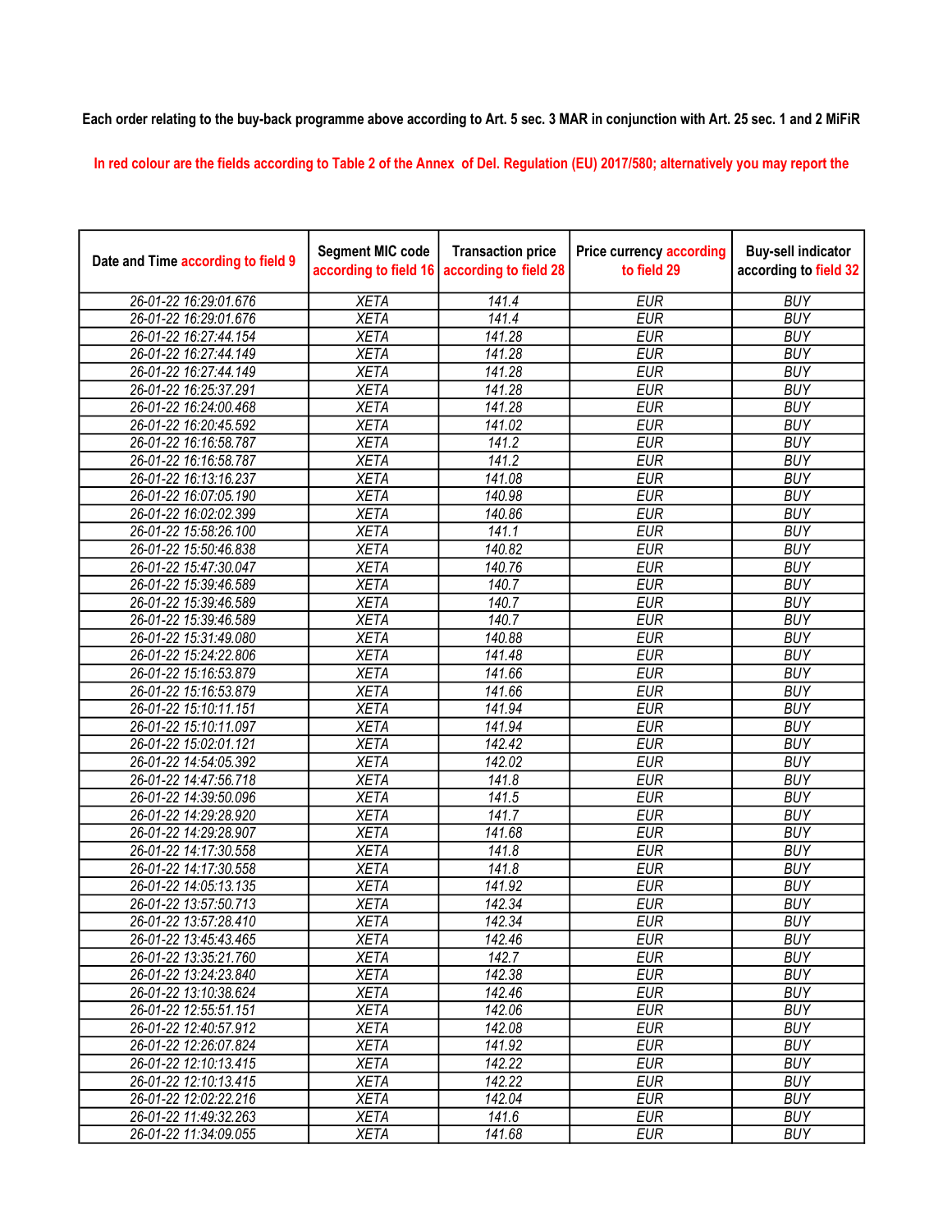**Each order relating to the buy-back programme above according to Art. 5 sec. 3 MAR in conjunction with Art. 25 sec. 1 and 2 MiFiR**

In red colour are the fields according to Table 2 of the Annex of Del. Regulation (EU) 2017/580; alternatively you may report the

| Date and Time according to field 9 | Segment MIC code according to field 16 | Transaction price according to field 28 | Price currency according to field 29 | Buy-sell indicator according to field 32 |
|---|---|---|---|---|
| 26-01-22 16:29:01.676 | XETA | 141.4 | EUR | BUY |
| 26-01-22 16:29:01.676 | XETA | 141.4 | EUR | BUY |
| 26-01-22 16:27:44.154 | XETA | 141.28 | EUR | BUY |
| 26-01-22 16:27:44.149 | XETA | 141.28 | EUR | BUY |
| 26-01-22 16:27:44.149 | XETA | 141.28 | EUR | BUY |
| 26-01-22 16:25:37.291 | XETA | 141.28 | EUR | BUY |
| 26-01-22 16:24:00.468 | XETA | 141.28 | EUR | BUY |
| 26-01-22 16:20:45.592 | XETA | 141.02 | EUR | BUY |
| 26-01-22 16:16:58.787 | XETA | 141.2 | EUR | BUY |
| 26-01-22 16:16:58.787 | XETA | 141.2 | EUR | BUY |
| 26-01-22 16:13:16.237 | XETA | 141.08 | EUR | BUY |
| 26-01-22 16:07:05.190 | XETA | 140.98 | EUR | BUY |
| 26-01-22 16:02:02.399 | XETA | 140.86 | EUR | BUY |
| 26-01-22 15:58:26.100 | XETA | 141.1 | EUR | BUY |
| 26-01-22 15:50:46.838 | XETA | 140.82 | EUR | BUY |
| 26-01-22 15:47:30.047 | XETA | 140.76 | EUR | BUY |
| 26-01-22 15:39:46.589 | XETA | 140.7 | EUR | BUY |
| 26-01-22 15:39:46.589 | XETA | 140.7 | EUR | BUY |
| 26-01-22 15:39:46.589 | XETA | 140.7 | EUR | BUY |
| 26-01-22 15:31:49.080 | XETA | 140.88 | EUR | BUY |
| 26-01-22 15:24:22.806 | XETA | 141.48 | EUR | BUY |
| 26-01-22 15:16:53.879 | XETA | 141.66 | EUR | BUY |
| 26-01-22 15:16:53.879 | XETA | 141.66 | EUR | BUY |
| 26-01-22 15:10:11.151 | XETA | 141.94 | EUR | BUY |
| 26-01-22 15:10:11.097 | XETA | 141.94 | EUR | BUY |
| 26-01-22 15:02:01.121 | XETA | 142.42 | EUR | BUY |
| 26-01-22 14:54:05.392 | XETA | 142.02 | EUR | BUY |
| 26-01-22 14:47:56.718 | XETA | 141.8 | EUR | BUY |
| 26-01-22 14:39:50.096 | XETA | 141.5 | EUR | BUY |
| 26-01-22 14:29:28.920 | XETA | 141.7 | EUR | BUY |
| 26-01-22 14:29:28.907 | XETA | 141.68 | EUR | BUY |
| 26-01-22 14:17:30.558 | XETA | 141.8 | EUR | BUY |
| 26-01-22 14:17:30.558 | XETA | 141.8 | EUR | BUY |
| 26-01-22 14:05:13.135 | XETA | 141.92 | EUR | BUY |
| 26-01-22 13:57:50.713 | XETA | 142.34 | EUR | BUY |
| 26-01-22 13:57:28.410 | XETA | 142.34 | EUR | BUY |
| 26-01-22 13:45:43.465 | XETA | 142.46 | EUR | BUY |
| 26-01-22 13:35:21.760 | XETA | 142.7 | EUR | BUY |
| 26-01-22 13:24:23.840 | XETA | 142.38 | EUR | BUY |
| 26-01-22 13:10:38.624 | XETA | 142.46 | EUR | BUY |
| 26-01-22 12:55:51.151 | XETA | 142.06 | EUR | BUY |
| 26-01-22 12:40:57.912 | XETA | 142.08 | EUR | BUY |
| 26-01-22 12:26:07.824 | XETA | 141.92 | EUR | BUY |
| 26-01-22 12:10:13.415 | XETA | 142.22 | EUR | BUY |
| 26-01-22 12:10:13.415 | XETA | 142.22 | EUR | BUY |
| 26-01-22 12:02:22.216 | XETA | 142.04 | EUR | BUY |
| 26-01-22 11:49:32.263 | XETA | 141.6 | EUR | BUY |
| 26-01-22 11:34:09.055 | XETA | 141.68 | EUR | BUY |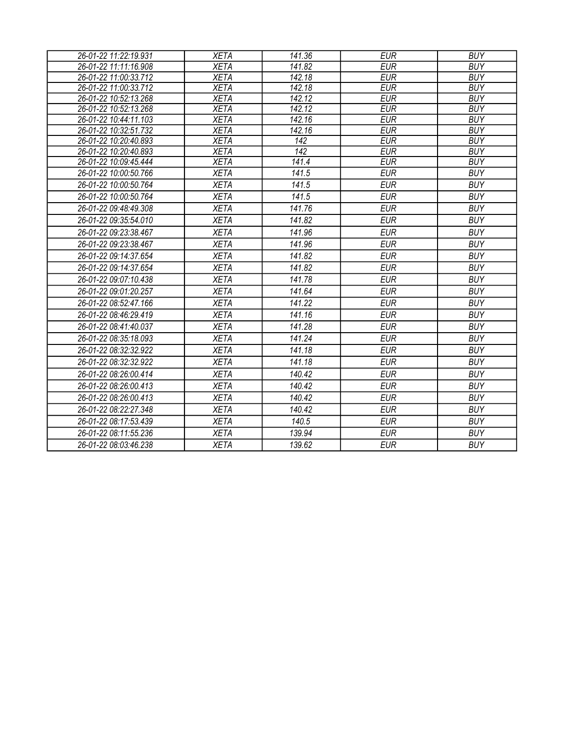| | | | | |
|---|---|---|---|---|
| *26-01-22 11:22:19.931* | *XETA* | *141.36* | *EUR* | *BUY* |
| *26-01-22 11:11:16.908* | *XETA* | *141.82* | *EUR* | *BUY* |
| *26-01-22 11:00:33.712* | *XETA* | *142.18* | *EUR* | *BUY* |
| *26-01-22 11:00:33.712* | *XETA* | *142.18* | *EUR* | *BUY* |
| *26-01-22 10:52:13.268* | *XETA* | *142.12* | *EUR* | *BUY* |
| *26-01-22 10:52:13.268* | *XETA* | *142.12* | *EUR* | *BUY* |
| *26-01-22 10:44:11.103* | *XETA* | *142.16* | *EUR* | *BUY* |
| *26-01-22 10:32:51.732* | *XETA* | *142.16* | *EUR* | *BUY* |
| *26-01-22 10:20:40.893* | *XETA* | *142* | *EUR* | *BUY* |
| *26-01-22 10:20:40.893* | *XETA* | *142* | *EUR* | *BUY* |
| *26-01-22 10:09:45.444* | *XETA* | *141.4* | *EUR* | *BUY* |
| *26-01-22 10:00:50.766* | *XETA* | *141.5* | *EUR* | *BUY* |
| *26-01-22 10:00:50.764* | *XETA* | *141.5* | *EUR* | *BUY* |
| *26-01-22 10:00:50.764* | *XETA* | *141.5* | *EUR* | *BUY* |
| *26-01-22 09:48:49.308* | *XETA* | *141.76* | *EUR* | *BUY* |
| *26-01-22 09:35:54.010* | *XETA* | *141.82* | *EUR* | *BUY* |
| *26-01-22 09:23:38.467* | *XETA* | *141.96* | *EUR* | *BUY* |
| *26-01-22 09:23:38.467* | *XETA* | *141.96* | *EUR* | *BUY* |
| *26-01-22 09:14:37.654* | *XETA* | *141.82* | *EUR* | *BUY* |
| *26-01-22 09:14:37.654* | *XETA* | *141.82* | *EUR* | *BUY* |
| *26-01-22 09:07:10.438* | *XETA* | *141.78* | *EUR* | *BUY* |
| *26-01-22 09:01:20.257* | *XETA* | *141.64* | *EUR* | *BUY* |
| *26-01-22 08:52:47.166* | *XETA* | *141.22* | *EUR* | *BUY* |
| *26-01-22 08:46:29.419* | *XETA* | *141.16* | *EUR* | *BUY* |
| *26-01-22 08:41:40.037* | *XETA* | *141.28* | *EUR* | *BUY* |
| *26-01-22 08:35:18.093* | *XETA* | *141.24* | *EUR* | *BUY* |
| *26-01-22 08:32:32.922* | *XETA* | *141.18* | *EUR* | *BUY* |
| *26-01-22 08:32:32.922* | *XETA* | *141.18* | *EUR* | *BUY* |
| *26-01-22 08:26:00.414* | *XETA* | *140.42* | *EUR* | *BUY* |
| *26-01-22 08:26:00.413* | *XETA* | *140.42* | *EUR* | *BUY* |
| *26-01-22 08:26:00.413* | *XETA* | *140.42* | *EUR* | *BUY* |
| *26-01-22 08:22:27.348* | *XETA* | *140.42* | *EUR* | *BUY* |
| *26-01-22 08:17:53.439* | *XETA* | *140.5* | *EUR* | *BUY* |
| *26-01-22 08:11:55.236* | *XETA* | *139.94* | *EUR* | *BUY* |
| *26-01-22 08:03:46.238* | *XETA* | *139.62* | *EUR* | *BUY* |